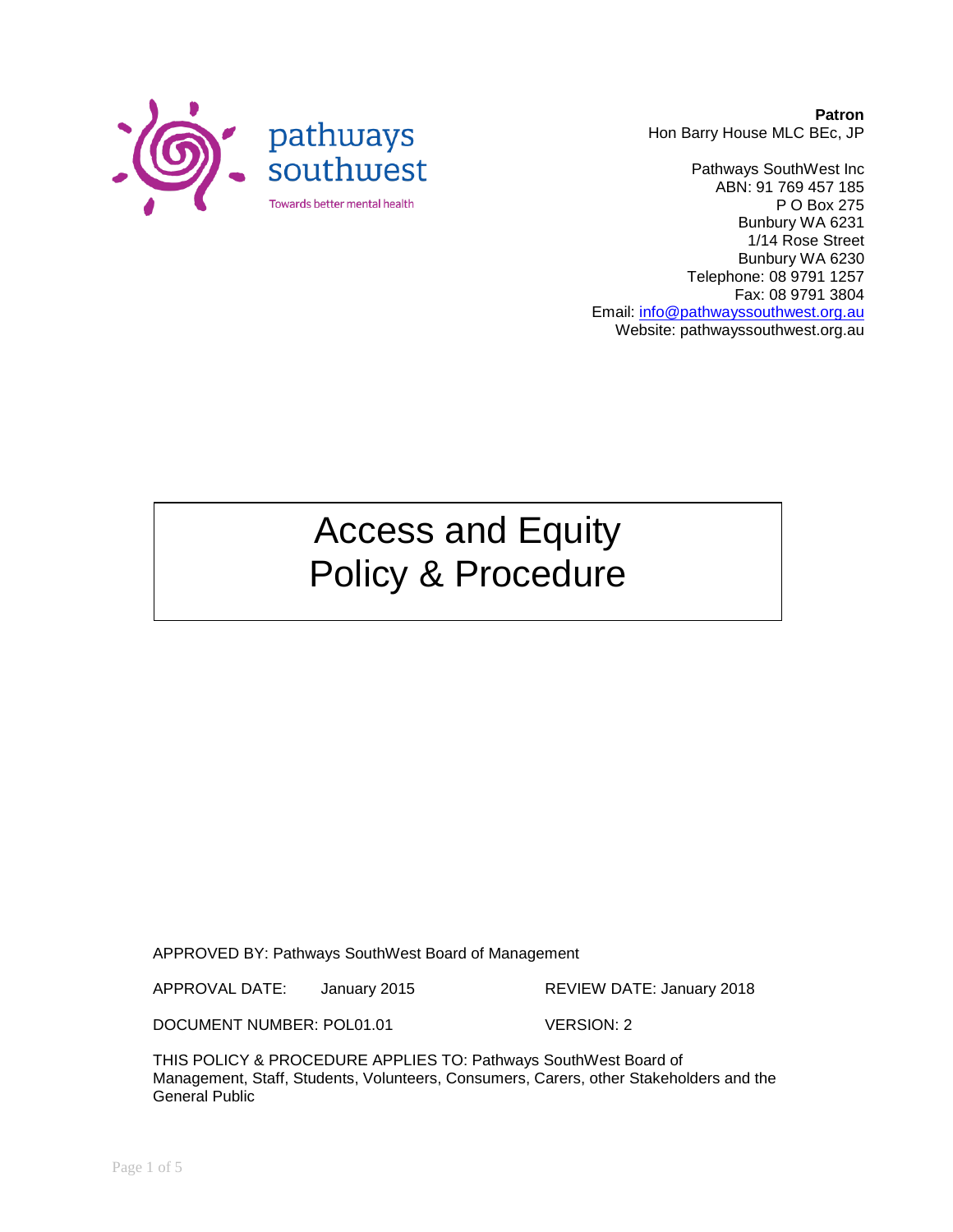pathways southwest

Towards better mental health

**Patron**
Hon Barry House MLC BEc, JP

Pathways SouthWest Inc
ABN: 91 769 457 185
P O Box 275
Bunbury WA 6231
1/14 Rose Street
Bunbury WA 6230
Telephone: 08 9791 1257
Fax: 08 9791 3804
Email: info@pathwayssouthwest.org.au
Website: pathwayssouthwest.org.au

# Access and Equity Policy & Procedure

APPROVED BY: Pathways SouthWest Board of Management

APPROVAL DATE: January 2015 REVIEW DATE: January 2018

DOCUMENT NUMBER: POL01.01 VERSION: 2

THIS POLICY & PROCEDURE APPLIES TO: Pathways SouthWest Board of Management, Staff, Students, Volunteers, Consumers, Carers, other Stakeholders and the General Public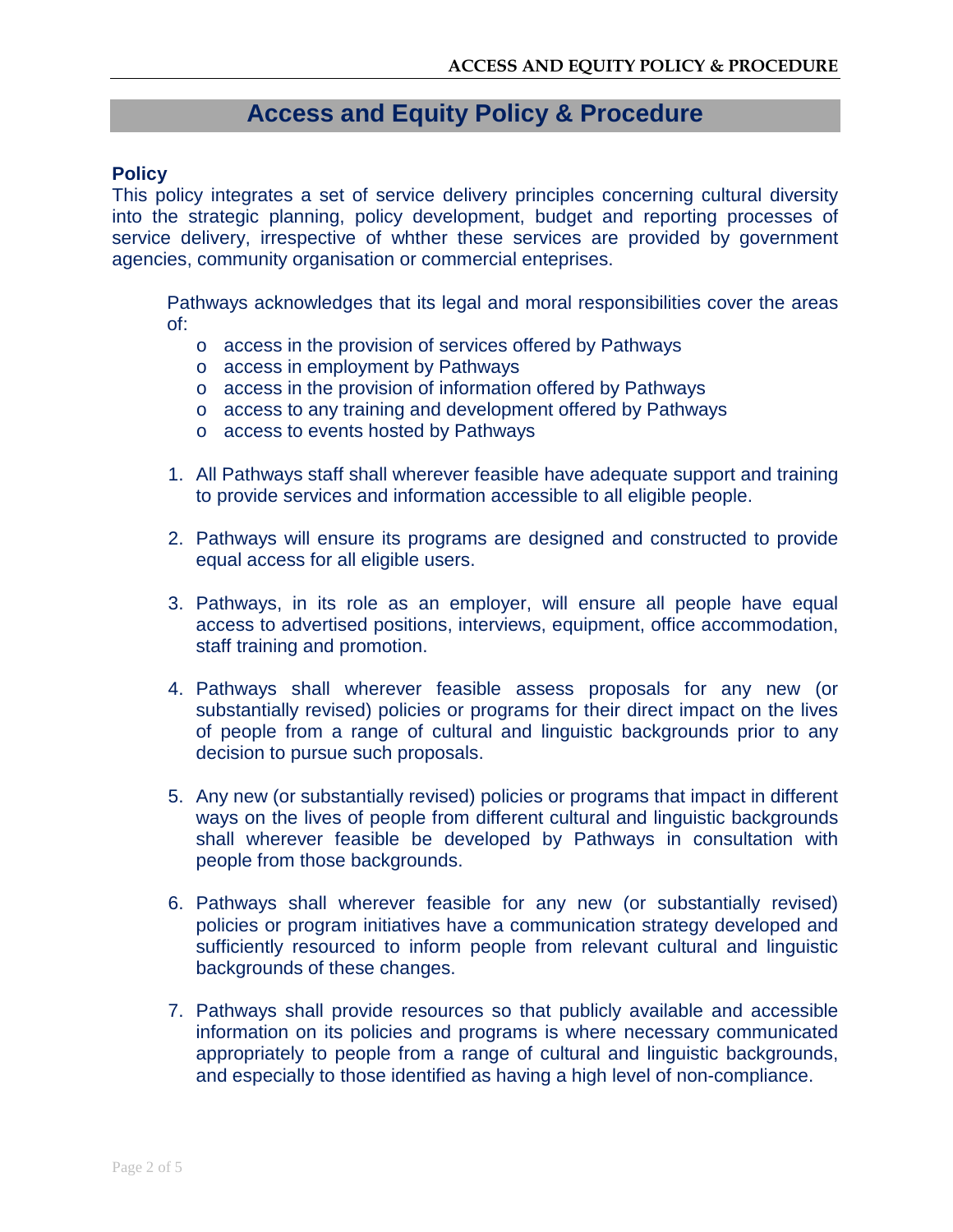# Access and Equity Policy & Procedure

## Policy

This policy integrates a set of service delivery principles concerning cultural diversity into the strategic planning, policy development, budget and reporting processes of service delivery, irrespective of whther these services are provided by government agencies, community organisation or commercial enteprises.

Pathways acknowledges that its legal and moral responsibilities cover the areas of:

- access in the provision of services offered by Pathways
- access in employment by Pathways
- access in the provision of information offered by Pathways
- access to any training and development offered by Pathways
- access to events hosted by Pathways

1. All Pathways staff shall wherever feasible have adequate support and training to provide services and information accessible to all eligible people.

2. Pathways will ensure its programs are designed and constructed to provide equal access for all eligible users.

3. Pathways, in its role as an employer, will ensure all people have equal access to advertised positions, interviews, equipment, office accommodation, staff training and promotion.

4. Pathways shall wherever feasible assess proposals for any new (or substantially revised) policies or programs for their direct impact on the lives of people from a range of cultural and linguistic backgrounds prior to any decision to pursue such proposals.

5. Any new (or substantially revised) policies or programs that impact in different ways on the lives of people from different cultural and linguistic backgrounds shall wherever feasible be developed by Pathways in consultation with people from those backgrounds.

6. Pathways shall wherever feasible for any new (or substantially revised) policies or program initiatives have a communication strategy developed and sufficiently resourced to inform people from relevant cultural and linguistic backgrounds of these changes.

7. Pathways shall provide resources so that publicly available and accessible information on its policies and programs is where necessary communicated appropriately to people from a range of cultural and linguistic backgrounds, and especially to those identified as having a high level of non-compliance.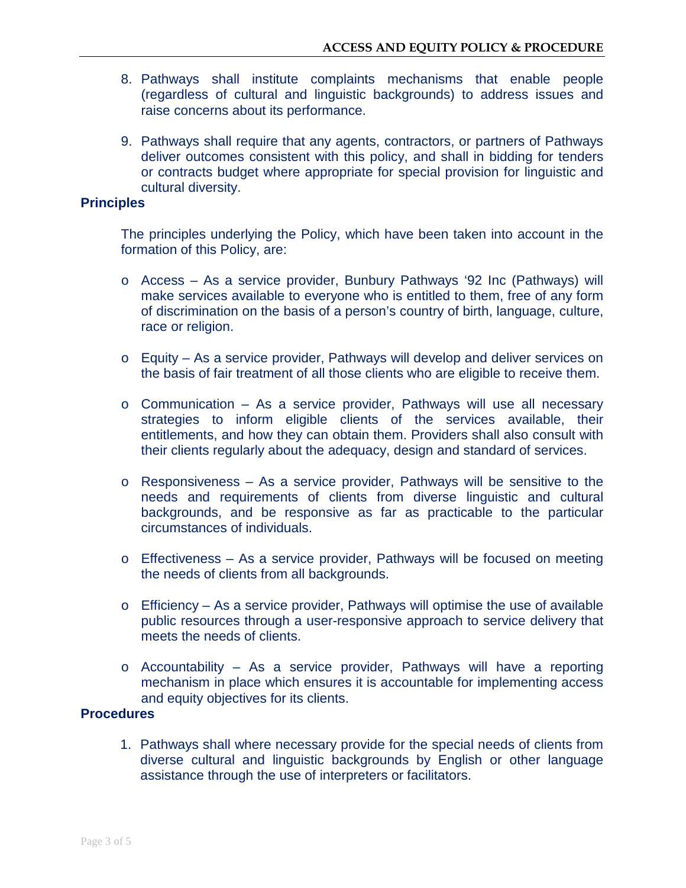8. Pathways shall institute complaints mechanisms that enable people (regardless of cultural and linguistic backgrounds) to address issues and raise concerns about its performance.

9. Pathways shall require that any agents, contractors, or partners of Pathways deliver outcomes consistent with this policy, and shall in bidding for tenders or contracts budget where appropriate for special provision for linguistic and cultural diversity.

**Principles**

The principles underlying the Policy, which have been taken into account in the formation of this Policy, are:

- Access – As a service provider, Bunbury Pathways '92 Inc (Pathways) will make services available to everyone who is entitled to them, free of any form of discrimination on the basis of a person's country of birth, language, culture, race or religion.

- Equity – As a service provider, Pathways will develop and deliver services on the basis of fair treatment of all those clients who are eligible to receive them.

- Communication – As a service provider, Pathways will use all necessary strategies to inform eligible clients of the services available, their entitlements, and how they can obtain them. Providers shall also consult with their clients regularly about the adequacy, design and standard of services.

- Responsiveness – As a service provider, Pathways will be sensitive to the needs and requirements of clients from diverse linguistic and cultural backgrounds, and be responsive as far as practicable to the particular circumstances of individuals.

- Effectiveness – As a service provider, Pathways will be focused on meeting the needs of clients from all backgrounds.

- Efficiency – As a service provider, Pathways will optimise the use of available public resources through a user-responsive approach to service delivery that meets the needs of clients.

- Accountability – As a service provider, Pathways will have a reporting mechanism in place which ensures it is accountable for implementing access and equity objectives for its clients.

**Procedures**

1. Pathways shall where necessary provide for the special needs of clients from diverse cultural and linguistic backgrounds by English or other language assistance through the use of interpreters or facilitators.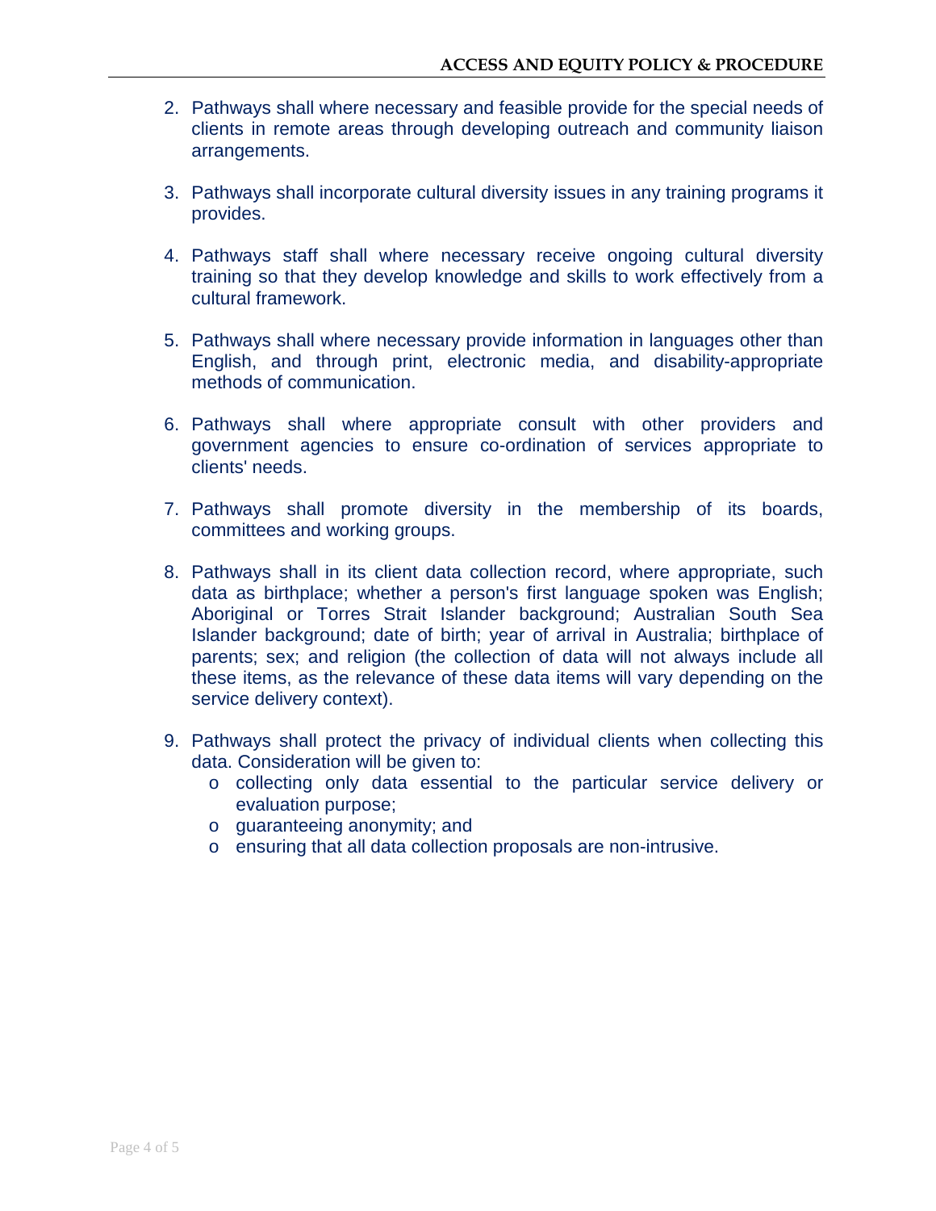2. Pathways shall where necessary and feasible provide for the special needs of clients in remote areas through developing outreach and community liaison arrangements.

3. Pathways shall incorporate cultural diversity issues in any training programs it provides.

4. Pathways staff shall where necessary receive ongoing cultural diversity training so that they develop knowledge and skills to work effectively from a cultural framework.

5. Pathways shall where necessary provide information in languages other than English, and through print, electronic media, and disability-appropriate methods of communication.

6. Pathways shall where appropriate consult with other providers and government agencies to ensure co-ordination of services appropriate to clients' needs.

7. Pathways shall promote diversity in the membership of its boards, committees and working groups.

8. Pathways shall in its client data collection record, where appropriate, such data as birthplace; whether a person's first language spoken was English; Aboriginal or Torres Strait Islander background; Australian South Sea Islander background; date of birth; year of arrival in Australia; birthplace of parents; sex; and religion (the collection of data will not always include all these items, as the relevance of these data items will vary depending on the service delivery context).

9. Pathways shall protect the privacy of individual clients when collecting this data. Consideration will be given to:
   - collecting only data essential to the particular service delivery or evaluation purpose;
   - guaranteeing anonymity; and
   - ensuring that all data collection proposals are non-intrusive.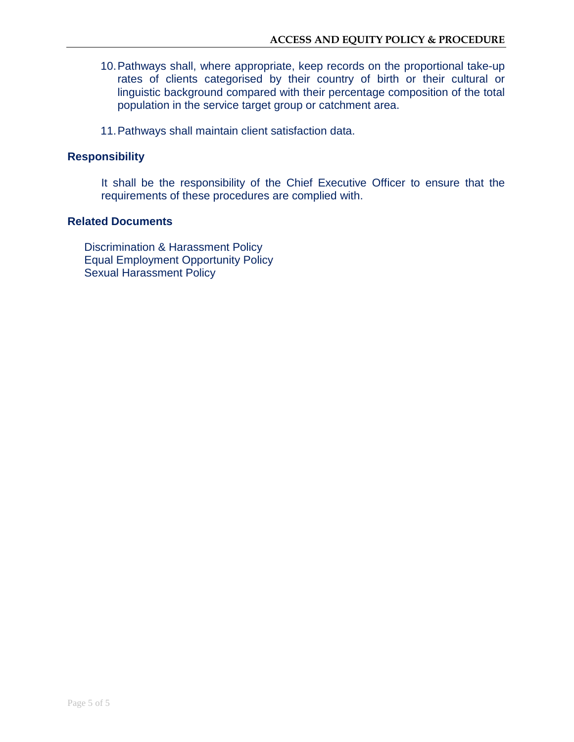10. Pathways shall, where appropriate, keep records on the proportional take-up rates of clients categorised by their country of birth or their cultural or linguistic background compared with their percentage composition of the total population in the service target group or catchment area.

11. Pathways shall maintain client satisfaction data.

## Responsibility

It shall be the responsibility of the Chief Executive Officer to ensure that the requirements of these procedures are complied with.

## Related Documents

Discrimination & Harassment Policy
Equal Employment Opportunity Policy
Sexual Harassment Policy